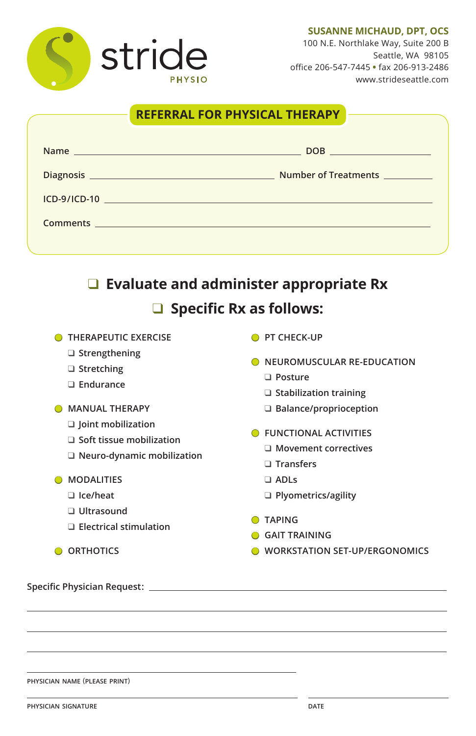stride PHYSIO

**SUSANNE MICHAUD, DPT, OCS**
100 N.E. Northlake Way, Suite 200 B
Seattle, WA 98105
office 206-547-7445 • fax 206-913-2486
www.strideseattle.com

## REFERRAL FOR PHYSICAL THERAPY

Name ______________________________ DOB ______________

Diagnosis ______________________________ Number of Treatments __________

ICD-9/ICD-10 ______________________________

Comments ______________________________

## ❑ Evaluate and administer appropriate Rx

## ❑ Specific Rx as follows:

- THERAPEUTIC EXERCISE
  - ❑ Strengthening
  - ❑ Stretching
  - ❑ Endurance
- MANUAL THERAPY
  - ❑ Joint mobilization
  - ❑ Soft tissue mobilization
  - ❑ Neuro-dynamic mobilization
- MODALITIES
  - ❑ Ice/heat
  - ❑ Ultrasound
  - ❑ Electrical stimulation
- ORTHOTICS
- PT CHECK-UP
- NEUROMUSCULAR RE-EDUCATION
  - ❑ Posture
  - ❑ Stabilization training
  - ❑ Balance/proprioception
- FUNCTIONAL ACTIVITIES
  - ❑ Movement correctives
  - ❑ Transfers
  - ❑ ADLs
  - ❑ Plyometrics/agility
- TAPING
- GAIT TRAINING
- WORKSTATION SET-UP/ERGONOMICS

Specific Physician Request: ______________________________

______________________________

______________________________

______________________________

______________________________
PHYSICIAN NAME (PLEASE PRINT)

______________________________ ______________
PHYSICIAN SIGNATURE DATE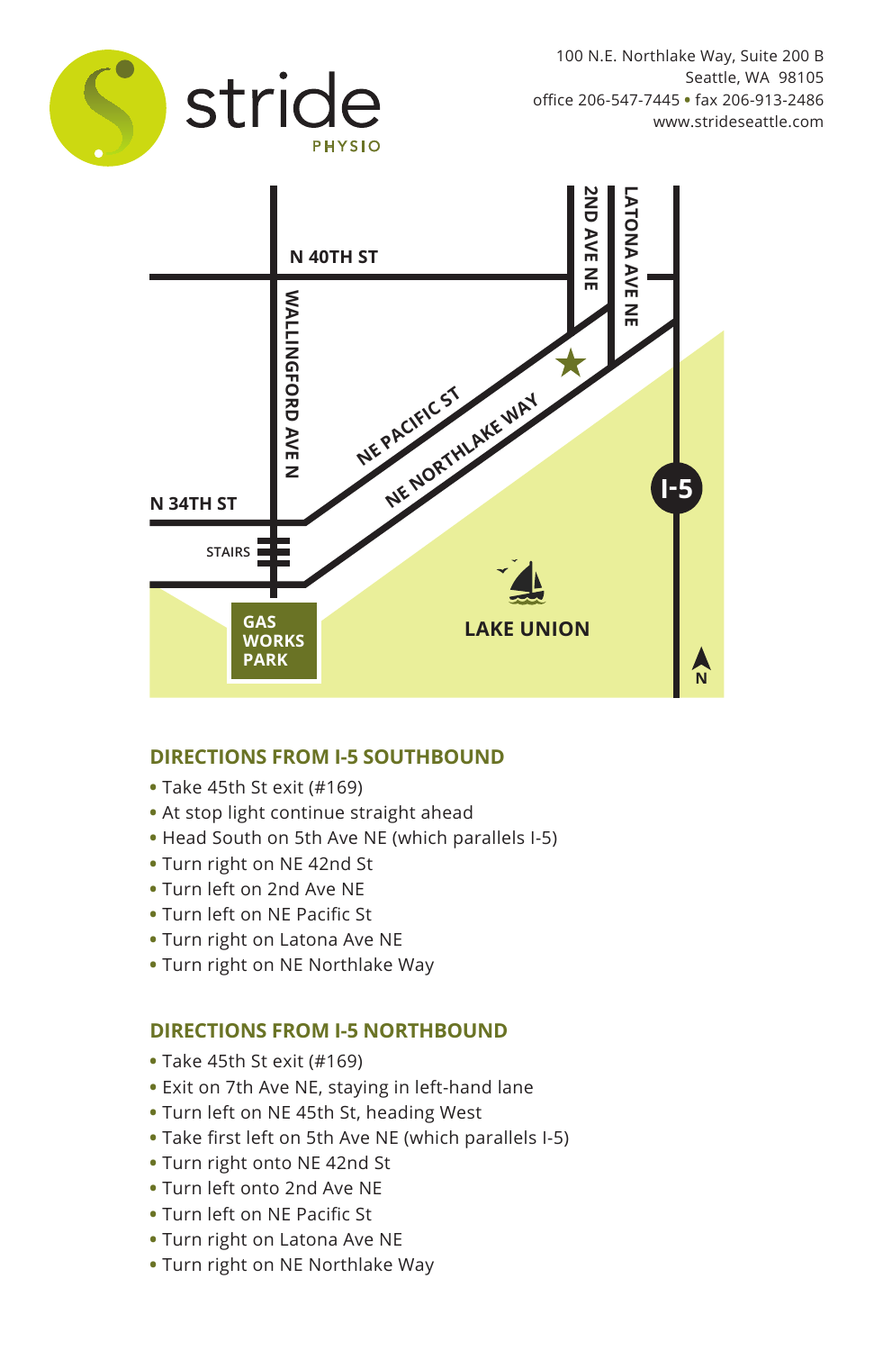stride PHYSIO

100 N.E. Northlake Way, Suite 200 B
Seattle, WA 98105
office 206-547-7445 • fax 206-913-2486
www.strideseattle.com

N 40TH ST
2ND AVE NE
LATONA AVE NE
WALLINGFORD AVE N
NE PACIFIC ST
NE NORTHLAKE WAY
I-5
N 34TH ST
STAIRS
GAS WORKS PARK
LAKE UNION
N

## DIRECTIONS FROM I-5 SOUTHBOUND

- Take 45th St exit (#169)
- At stop light continue straight ahead
- Head South on 5th Ave NE (which parallels I-5)
- Turn right on NE 42nd St
- Turn left on 2nd Ave NE
- Turn left on NE Pacific St
- Turn right on Latona Ave NE
- Turn right on NE Northlake Way

## DIRECTIONS FROM I-5 NORTHBOUND

- Take 45th St exit (#169)
- Exit on 7th Ave NE, staying in left-hand lane
- Turn left on NE 45th St, heading West
- Take first left on 5th Ave NE (which parallels I-5)
- Turn right onto NE 42nd St
- Turn left onto 2nd Ave NE
- Turn left on NE Pacific St
- Turn right on Latona Ave NE
- Turn right on NE Northlake Way